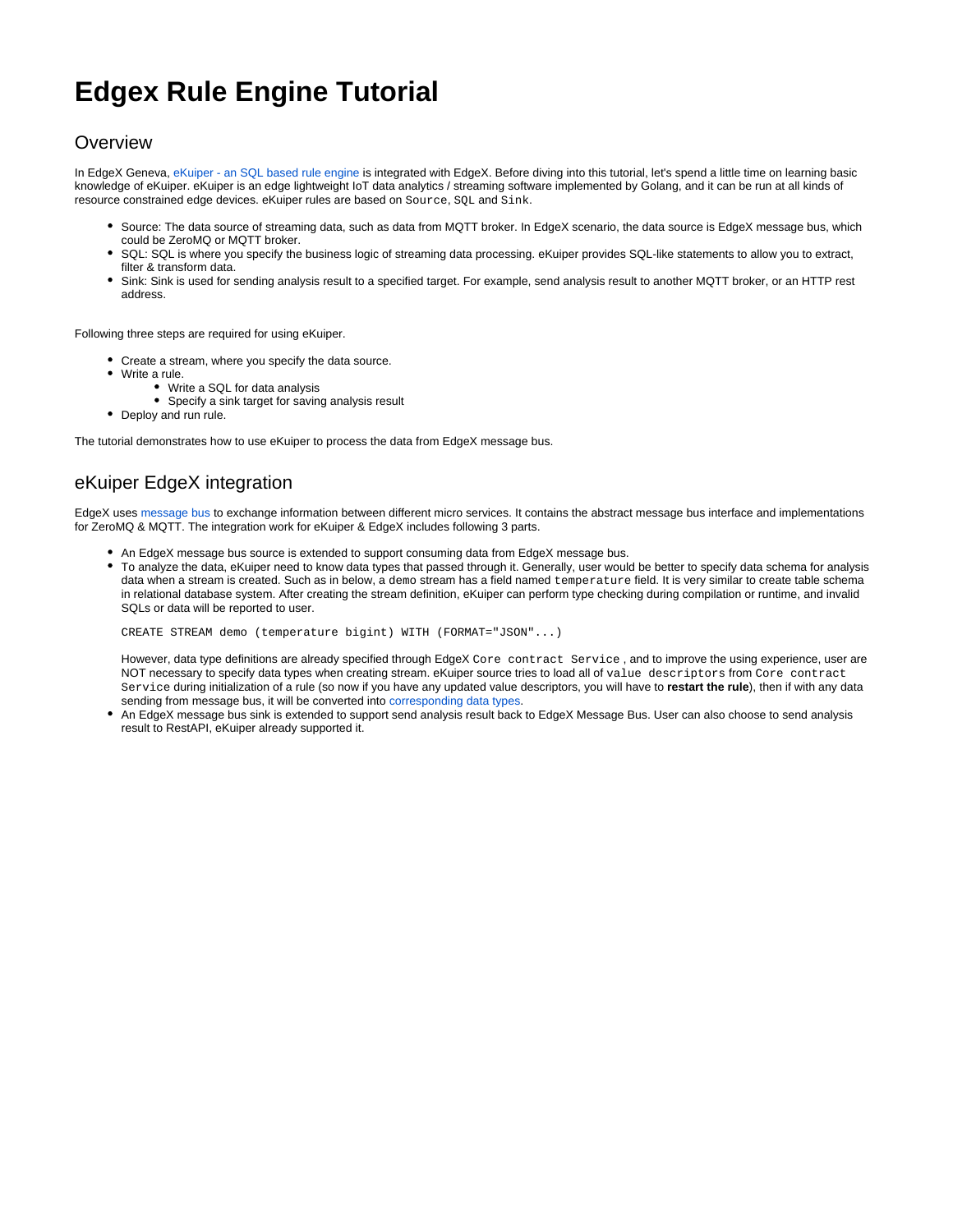# Edgex Rule Engine Tutorial

## Overview

In EdgeX Geneva, eKuiper - an SQL based rule engine is integrated with EdgeX. Before diving into this tutorial, let's spend a little time on learning basic knowledge of eKuiper. eKuiper is an edge lightweight IoT data analytics / streaming software implemented by Golang, and it can be run at all kinds of resource constrained edge devices. eKuiper rules are based on `Source`, `SQL` and `Sink`.

- Source: The data source of streaming data, such as data from MQTT broker. In EdgeX scenario, the data source is EdgeX message bus, which could be ZeroMQ or MQTT broker.
- SQL: SQL is where you specify the business logic of streaming data processing. eKuiper provides SQL-like statements to allow you to extract, filter & transform data.
- Sink: Sink is used for sending analysis result to a specified target. For example, send analysis result to another MQTT broker, or an HTTP rest address.

Following three steps are required for using eKuiper.

- Create a stream, where you specify the data source.
- Write a rule.
  - Write a SQL for data analysis
  - Specify a sink target for saving analysis result
- Deploy and run rule.

The tutorial demonstrates how to use eKuiper to process the data from EdgeX message bus.

## eKuiper EdgeX integration

EdgeX uses message bus to exchange information between different micro services. It contains the abstract message bus interface and implementations for ZeroMQ & MQTT. The integration work for eKuiper & EdgeX includes following 3 parts.

- An EdgeX message bus source is extended to support consuming data from EdgeX message bus.
- To analyze the data, eKuiper need to know data types that passed through it. Generally, user would be better to specify data schema for analysis data when a stream is created. Such as in below, a `demo` stream has a field named `temperature` field. It is very similar to create table schema in relational database system. After creating the stream definition, eKuiper can perform type checking during compilation or runtime, and invalid SQLs or data will be reported to user.

  ```
  CREATE STREAM demo (temperature bigint) WITH (FORMAT="JSON"...)
  ```

  However, data type definitions are already specified through EdgeX `Core contract Service` , and to improve the using experience, user are NOT necessary to specify data types when creating stream. eKuiper source tries to load all of `value descriptors` from `Core contract Service` during initialization of a rule (so now if you have any updated value descriptors, you will have to **restart the rule**), then if with any data sending from message bus, it will be converted into corresponding data types.
- An EdgeX message bus sink is extended to support send analysis result back to EdgeX Message Bus. User can also choose to send analysis result to RestAPI, eKuiper already supported it.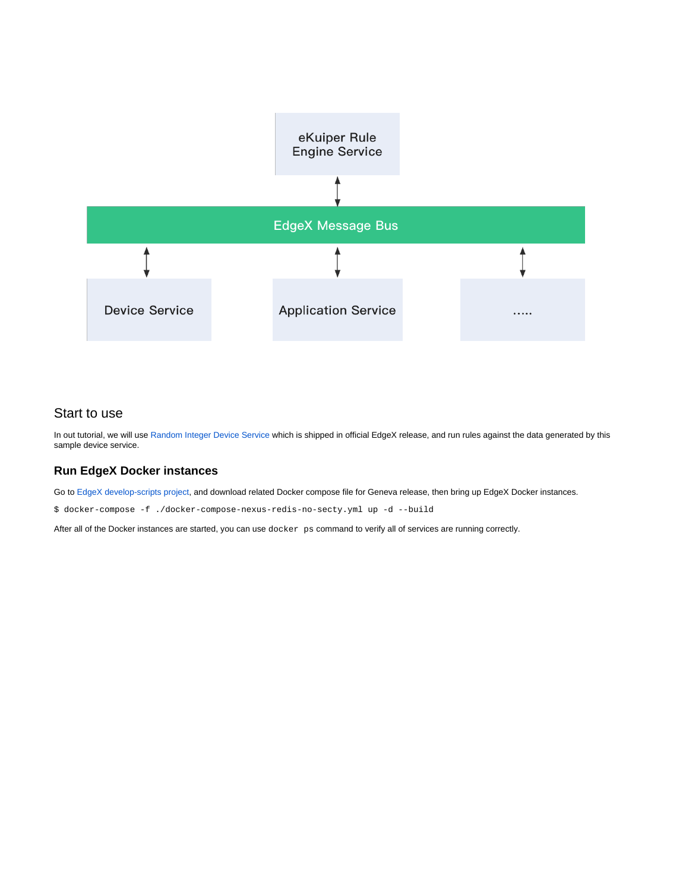## Start to use

In out tutorial, we will use Random Integer Device Service which is shipped in official EdgeX release, and run rules against the data generated by this sample device service.

### Run EdgeX Docker instances

Go to EdgeX develop-scripts project, and download related Docker compose file for Geneva release, then bring up EdgeX Docker instances.

```
$ docker-compose -f ./docker-compose-nexus-redis-no-secty.yml up -d --build
```

After all of the Docker instances are started, you can use `docker ps` command to verify all of services are running correctly.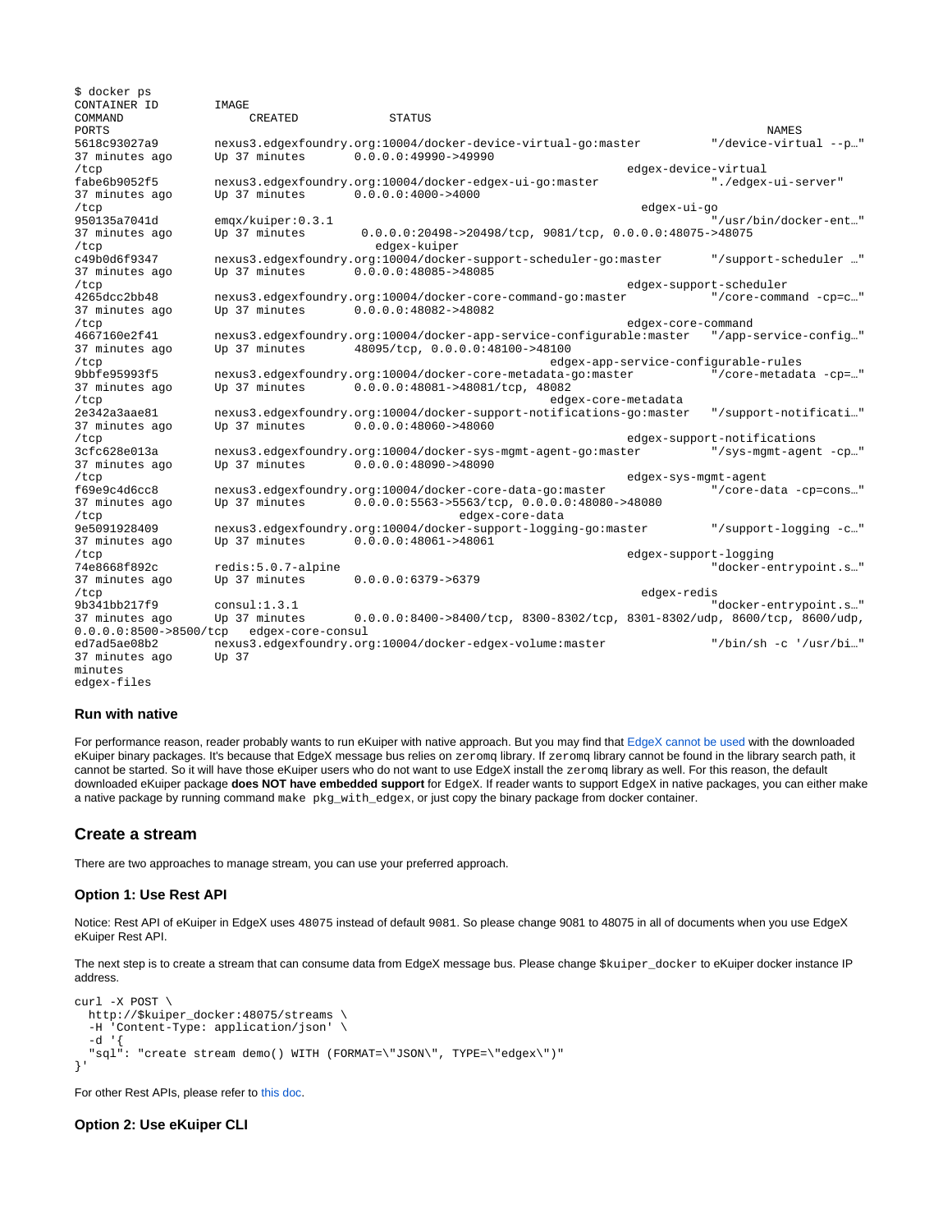```
$ docker ps
CONTAINER ID        IMAGE
COMMAND                  CREATED             STATUS
PORTS                                                                                                    NAMES
5618c93027a9        nexus3.edgexfoundry.org:10004/docker-device-virtual-go:master           "/device-virtual --p…"
37 minutes ago      Up 37 minutes       0.0.0.0:49990->49990
/tcp                                                                               edgex-device-virtual
fabe6b9052f5        nexus3.edgexfoundry.org:10004/docker-edgex-ui-go:master                 "./edgex-ui-server"
37 minutes ago      Up 37 minutes       0.0.0.0:4000->4000
/tcp                                                                                 edgex-ui-go
950135a7041d        emqx/kuiper:0.3.1                                                        "/usr/bin/docker-ent…"
37 minutes ago      Up 37 minutes        0.0.0.0:20498->20498/tcp, 9081/tcp, 0.0.0.0:48075->48075
/tcp                                   edgex-kuiper
c49b0d6f9347        nexus3.edgexfoundry.org:10004/docker-support-scheduler-go:master        "/support-scheduler …"
37 minutes ago      Up 37 minutes       0.0.0.0:48085->48085
/tcp                                                                               edgex-support-scheduler
4265dcc2bb48        nexus3.edgexfoundry.org:10004/docker-core-command-go:master             "/core-command -cp=c…"
37 minutes ago      Up 37 minutes       0.0.0.0:48082->48082
/tcp                                                                               edgex-core-command
4667160e2f41        nexus3.edgexfoundry.org:10004/docker-app-service-configurable:master   "/app-service-config…"
37 minutes ago      Up 37 minutes       48095/tcp, 0.0.0.0:48100->48100
/tcp                                                                    edgex-app-service-configurable-rules
9bbfe95993f5        nexus3.edgexfoundry.org:10004/docker-core-metadata-go:master            "/core-metadata -cp=…"
37 minutes ago      Up 37 minutes       0.0.0.0:48081->48081/tcp, 48082
/tcp                                                                    edgex-core-metadata
2e342a3aaе81        nexus3.edgexfoundry.org:10004/docker-support-notifications-go:master   "/support-notificati…"
37 minutes ago      Up 37 minutes       0.0.0.0:48060->48060
/tcp                                                                               edgex-support-notifications
3cfc628e013a        nexus3.edgexfoundry.org:10004/docker-sys-mgmt-agent-go:master           "/sys-mgmt-agent -cp…"
37 minutes ago      Up 37 minutes       0.0.0.0:48090->48090
/tcp                                                                               edgex-sys-mgmt-agent
f69e9c4d6cc8        nexus3.edgexfoundry.org:10004/docker-core-data-go:master                "/core-data -cp=cons…"
37 minutes ago      Up 37 minutes       0.0.0.0:5563->5563/tcp, 0.0.0.0:48080->48080
/tcp                                                      edgex-core-data
9e5091928409        nexus3.edgexfoundry.org:10004/docker-support-logging-go:master          "/support-logging -c…"
37 minutes ago      Up 37 minutes       0.0.0.0:48061->48061
/tcp                                                                               edgex-support-logging
74e8668f892c        redis:5.0.7-alpine                                                       "docker-entrypoint.s…"
37 minutes ago      Up 37 minutes       0.0.0.0:6379->6379
/tcp                                                                                 edgex-redis
9b341bb217f9        consul:1.3.1                                                             "docker-entrypoint.s…"
37 minutes ago      Up 37 minutes       0.0.0.0:8400->8400/tcp, 8300-8302/tcp, 8301-8302/udp, 8600/tcp, 8600/udp,
0.0.0.0:8500->8500/tcp   edgex-core-consul
ed7ad5ae08b2        nexus3.edgexfoundry.org:10004/docker-edgex-volume:master                "/bin/sh -c '/usr/bi…"
37 minutes ago      Up 37
minutes
edgex-files
```

### Run with native

For performance reason, reader probably wants to run eKuiper with native approach. But you may find that EdgeX cannot be used with the downloaded eKuiper binary packages. It's because that EdgeX message bus relies on `zeromq` library. If `zeromq` library cannot be found in the library search path, it cannot be started. So it will have those eKuiper users who do not want to use EdgeX install the `zeromq` library as well. For this reason, the default downloaded eKuiper package **does NOT have embedded support** for EdgeX. If reader wants to support EdgeX in native packages, you can either make a native package by running command `make pkg_with_edgex`, or just copy the binary package from docker container.

## Create a stream

There are two approaches to manage stream, you can use your preferred approach.

### Option 1: Use Rest API

Notice: Rest API of eKuiper in EdgeX uses `48075` instead of default `9081`. So please change 9081 to 48075 in all of documents when you use EdgeX eKuiper Rest API.

The next step is to create a stream that can consume data from EdgeX message bus. Please change `$kuiper_docker` to eKuiper docker instance IP address.

```
curl -X POST \
  http://$kuiper_docker:48075/streams \
  -H 'Content-Type: application/json' \
  -d '{
  "sql": "create stream demo() WITH (FORMAT=\"JSON\", TYPE=\"edgex\")"
}'
```

For other Rest APIs, please refer to this doc.

### Option 2: Use eKuiper CLI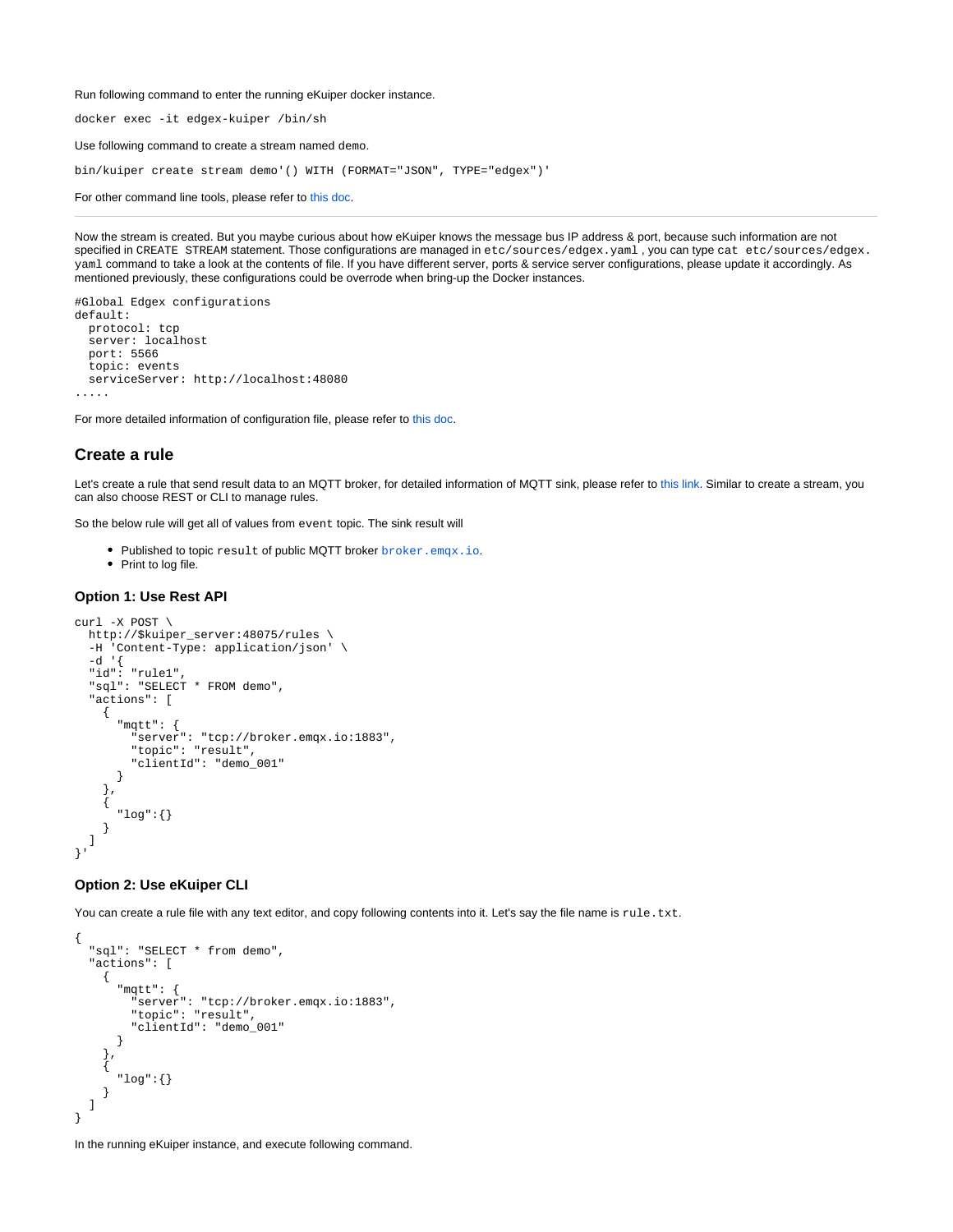Run following command to enter the running eKuiper docker instance.

```
docker exec -it edgex-kuiper /bin/sh
```

Use following command to create a stream named `demo`.

```
bin/kuiper create stream demo'() WITH (FORMAT="JSON", TYPE="edgex")'
```

For other command line tools, please refer to this doc.

---

Now the stream is created. But you maybe curious about how eKuiper knows the message bus IP address & port, because such information are not specified in `CREATE STREAM` statement. Those configurations are managed in `etc/sources/edgex.yaml` , you can type `cat etc/sources/edgex.yaml` command to take a look at the contents of file. If you have different server, ports & service server configurations, please update it accordingly. As mentioned previously, these configurations could be overrode when bring-up the Docker instances.

```
#Global Edgex configurations
default:
  protocol: tcp
  server: localhost
  port: 5566
  topic: events
  serviceServer: http://localhost:48080
.....
```

For more detailed information of configuration file, please refer to this doc.

## Create a rule

Let's create a rule that send result data to an MQTT broker, for detailed information of MQTT sink, please refer to this link. Similar to create a stream, you can also choose REST or CLI to manage rules.

So the below rule will get all of values from `event` topic. The sink result will

- Published to topic `result` of public MQTT broker `broker.emqx.io`.
- Print to log file.

### Option 1: Use Rest API

```
curl -X POST \
  http://$kuiper_server:48075/rules \
  -H 'Content-Type: application/json' \
  -d '{
  "id": "rule1",
  "sql": "SELECT * FROM demo",
  "actions": [
    {
      "mqtt": {
        "server": "tcp://broker.emqx.io:1883",
        "topic": "result",
        "clientId": "demo_001"
      }
    },
    {
      "log":{}
    }
  ]
}'
```

### Option 2: Use eKuiper CLI

You can create a rule file with any text editor, and copy following contents into it. Let's say the file name is `rule.txt`.

```
{
  "sql": "SELECT * from demo",
  "actions": [
    {
      "mqtt": {
        "server": "tcp://broker.emqx.io:1883",
        "topic": "result",
        "clientId": "demo_001"
      }
    },
    {
      "log":{}
    }
  ]
}
```

In the running eKuiper instance, and execute following command.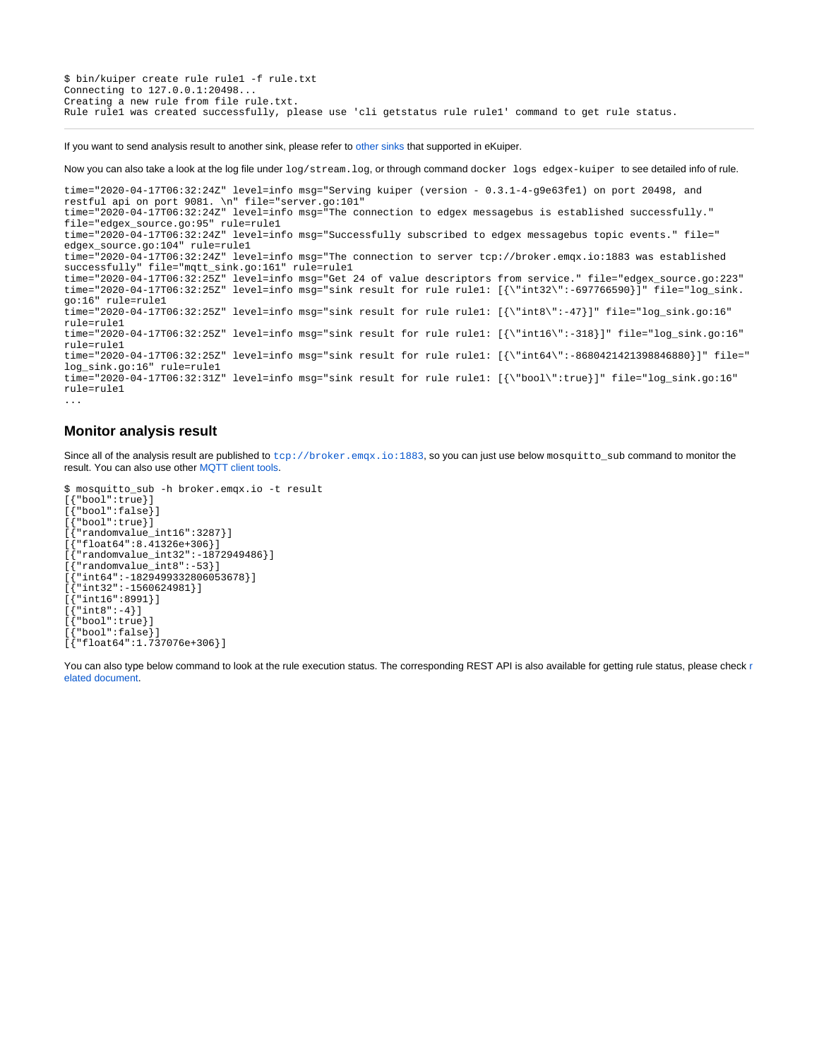```
$ bin/kuiper create rule rule1 -f rule.txt
Connecting to 127.0.0.1:20498...
Creating a new rule from file rule.txt.
Rule rule1 was created successfully, please use 'cli getstatus rule rule1' command to get rule status.
```

---

If you want to send analysis result to another sink, please refer to other sinks that supported in eKuiper.

Now you can also take a look at the log file under `log/stream.log`, or through command `docker logs edgex-kuiper` to see detailed info of rule.

```
time="2020-04-17T06:32:24Z" level=info msg="Serving kuiper (version - 0.3.1-4-g9e63fe1) on port 20498, and restful api on port 9081. \n" file="server.go:101"
time="2020-04-17T06:32:24Z" level=info msg="The connection to edgex messagebus is established successfully." file="edgex_source.go:95" rule=rule1
time="2020-04-17T06:32:24Z" level=info msg="Successfully subscribed to edgex messagebus topic events." file="edgex_source.go:104" rule=rule1
time="2020-04-17T06:32:24Z" level=info msg="The connection to server tcp://broker.emqx.io:1883 was established successfully" file="mqtt_sink.go:161" rule=rule1
time="2020-04-17T06:32:25Z" level=info msg="Get 24 of value descriptors from service." file="edgex_source.go:223"
time="2020-04-17T06:32:25Z" level=info msg="sink result for rule rule1: [{\"int32\":-697766590}]" file="log_sink.go:16" rule=rule1
time="2020-04-17T06:32:25Z" level=info msg="sink result for rule rule1: [{\"int8\":-47}]" file="log_sink.go:16" rule=rule1
time="2020-04-17T06:32:25Z" level=info msg="sink result for rule rule1: [{\"int16\":-318}]" file="log_sink.go:16" rule=rule1
time="2020-04-17T06:32:25Z" level=info msg="sink result for rule rule1: [{\"int64\":-8680421421398846880}]" file="log_sink.go:16" rule=rule1
time="2020-04-17T06:32:31Z" level=info msg="sink result for rule rule1: [{\"bool\":true}]" file="log_sink.go:16" rule=rule1
...
```

### Monitor analysis result

Since all of the analysis result are published to `tcp://broker.emqx.io:1883`, so you can just use below `mosquitto_sub` command to monitor the result. You can also use other MQTT client tools.

```
$ mosquitto_sub -h broker.emqx.io -t result
[{"bool":true}]
[{"bool":false}]
[{"bool":true}]
[{"randomvalue_int16":3287}]
[{"float64":8.41326e+306}]
[{"randomvalue_int32":-1872949486}]
[{"randomvalue_int8":-53}]
[{"int64":-1829499332806053678}]
[{"int32":-1560624981}]
[{"int16":8991}]
[{"int8":-4}]
[{"bool":true}]
[{"bool":false}]
[{"float64":1.737076e+306}]
```

You can also type below command to look at the rule execution status. The corresponding REST API is also available for getting rule status, please check related document.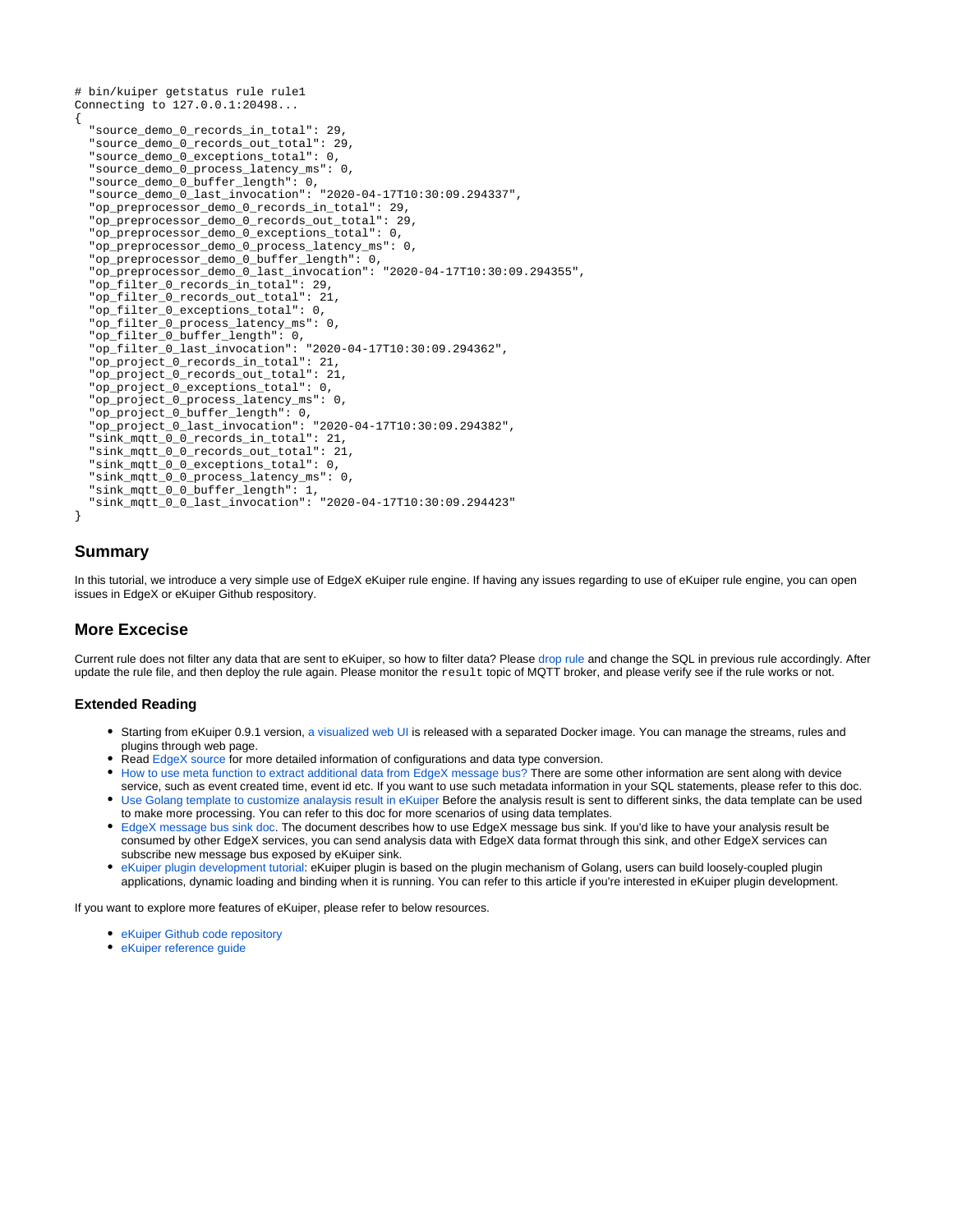```
# bin/kuiper getstatus rule rule1
Connecting to 127.0.0.1:20498...
{
  "source_demo_0_records_in_total": 29,
  "source_demo_0_records_out_total": 29,
  "source_demo_0_exceptions_total": 0,
  "source_demo_0_process_latency_ms": 0,
  "source_demo_0_buffer_length": 0,
  "source_demo_0_last_invocation": "2020-04-17T10:30:09.294337",
  "op_preprocessor_demo_0_records_in_total": 29,
  "op_preprocessor_demo_0_records_out_total": 29,
  "op_preprocessor_demo_0_exceptions_total": 0,
  "op_preprocessor_demo_0_process_latency_ms": 0,
  "op_preprocessor_demo_0_buffer_length": 0,
  "op_preprocessor_demo_0_last_invocation": "2020-04-17T10:30:09.294355",
  "op_filter_0_records_in_total": 29,
  "op_filter_0_records_out_total": 21,
  "op_filter_0_exceptions_total": 0,
  "op_filter_0_process_latency_ms": 0,
  "op_filter_0_buffer_length": 0,
  "op_filter_0_last_invocation": "2020-04-17T10:30:09.294362",
  "op_project_0_records_in_total": 21,
  "op_project_0_records_out_total": 21,
  "op_project_0_exceptions_total": 0,
  "op_project_0_process_latency_ms": 0,
  "op_project_0_buffer_length": 0,
  "op_project_0_last_invocation": "2020-04-17T10:30:09.294382",
  "sink_mqtt_0_0_records_in_total": 21,
  "sink_mqtt_0_0_records_out_total": 21,
  "sink_mqtt_0_0_exceptions_total": 0,
  "sink_mqtt_0_0_process_latency_ms": 0,
  "sink_mqtt_0_0_buffer_length": 1,
  "sink_mqtt_0_0_last_invocation": "2020-04-17T10:30:09.294423"
}
```

## Summary

In this tutorial, we introduce a very simple use of EdgeX eKuiper rule engine. If having any issues regarding to use of eKuiper rule engine, you can open issues in EdgeX or eKuiper Github respository.

## More Excecise

Current rule does not filter any data that are sent to eKuiper, so how to filter data? Please drop rule and change the SQL in previous rule accordingly. After update the rule file, and then deploy the rule again. Please monitor the `result` topic of MQTT broker, and please verify see if the rule works or not.

### Extended Reading

- Starting from eKuiper 0.9.1 version, a visualized web UI is released with a separated Docker image. You can manage the streams, rules and plugins through web page.
- Read EdgeX source for more detailed information of configurations and data type conversion.
- How to use meta function to extract additional data from EdgeX message bus? There are some other information are sent along with device service, such as event created time, event id etc. If you want to use such metadata information in your SQL statements, please refer to this doc.
- Use Golang template to customize analaysis result in eKuiper Before the analysis result is sent to different sinks, the data template can be used to make more processing. You can refer to this doc for more scenarios of using data templates.
- EdgeX message bus sink doc. The document describes how to use EdgeX message bus sink. If you'd like to have your analysis result be consumed by other EdgeX services, you can send analysis data with EdgeX data format through this sink, and other EdgeX services can subscribe new message bus exposed by eKuiper sink.
- eKuiper plugin development tutorial: eKuiper plugin is based on the plugin mechanism of Golang, users can build loosely-coupled plugin applications, dynamic loading and binding when it is running. You can refer to this article if you're interested in eKuiper plugin development.

If you want to explore more features of eKuiper, please refer to below resources.

- eKuiper Github code repository
- eKuiper reference guide